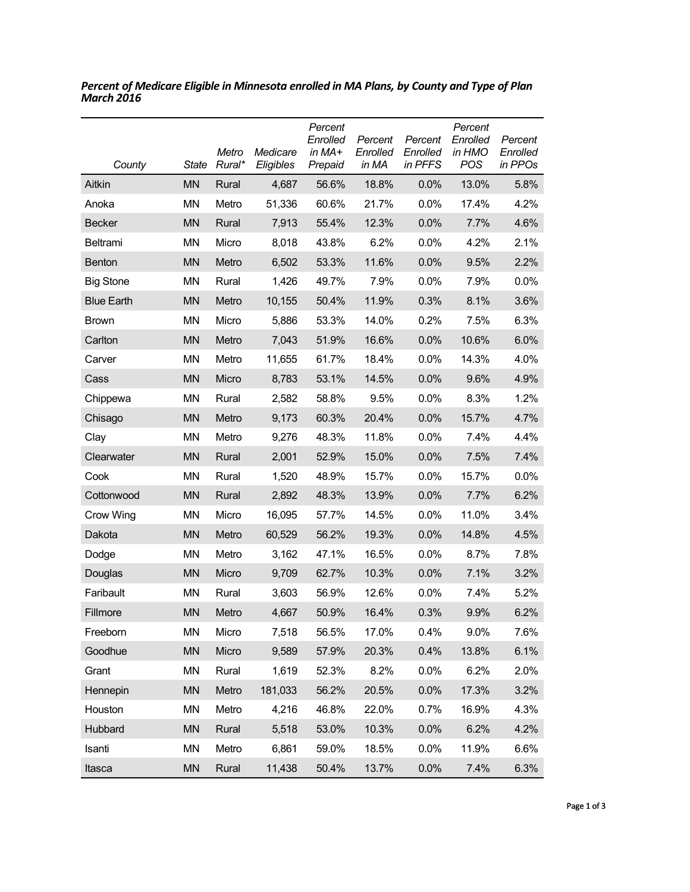***Percent of Medicare Eligible in Minnesota enrolled in MA Plans, by County and Type of Plan March 2016***

| *County* | *State* | *Metro Rural** | *Medicare Eligibles* | *Percent Enrolled in MA+ Prepaid* | *Percent Enrolled in MA* | *Percent Enrolled in PFFS* | *Percent Enrolled in HMO POS* | *Percent Enrolled in PPOs* |
|---|---|---|---|---|---|---|---|---|
| Aitkin | MN | Rural | 4,687 | 56.6% | 18.8% | 0.0% | 13.0% | 5.8% |
| Anoka | MN | Metro | 51,336 | 60.6% | 21.7% | 0.0% | 17.4% | 4.2% |
| Becker | MN | Rural | 7,913 | 55.4% | 12.3% | 0.0% | 7.7% | 4.6% |
| Beltrami | MN | Micro | 8,018 | 43.8% | 6.2% | 0.0% | 4.2% | 2.1% |
| Benton | MN | Metro | 6,502 | 53.3% | 11.6% | 0.0% | 9.5% | 2.2% |
| Big Stone | MN | Rural | 1,426 | 49.7% | 7.9% | 0.0% | 7.9% | 0.0% |
| Blue Earth | MN | Metro | 10,155 | 50.4% | 11.9% | 0.3% | 8.1% | 3.6% |
| Brown | MN | Micro | 5,886 | 53.3% | 14.0% | 0.2% | 7.5% | 6.3% |
| Carlton | MN | Metro | 7,043 | 51.9% | 16.6% | 0.0% | 10.6% | 6.0% |
| Carver | MN | Metro | 11,655 | 61.7% | 18.4% | 0.0% | 14.3% | 4.0% |
| Cass | MN | Micro | 8,783 | 53.1% | 14.5% | 0.0% | 9.6% | 4.9% |
| Chippewa | MN | Rural | 2,582 | 58.8% | 9.5% | 0.0% | 8.3% | 1.2% |
| Chisago | MN | Metro | 9,173 | 60.3% | 20.4% | 0.0% | 15.7% | 4.7% |
| Clay | MN | Metro | 9,276 | 48.3% | 11.8% | 0.0% | 7.4% | 4.4% |
| Clearwater | MN | Rural | 2,001 | 52.9% | 15.0% | 0.0% | 7.5% | 7.4% |
| Cook | MN | Rural | 1,520 | 48.9% | 15.7% | 0.0% | 15.7% | 0.0% |
| Cottonwood | MN | Rural | 2,892 | 48.3% | 13.9% | 0.0% | 7.7% | 6.2% |
| Crow Wing | MN | Micro | 16,095 | 57.7% | 14.5% | 0.0% | 11.0% | 3.4% |
| Dakota | MN | Metro | 60,529 | 56.2% | 19.3% | 0.0% | 14.8% | 4.5% |
| Dodge | MN | Metro | 3,162 | 47.1% | 16.5% | 0.0% | 8.7% | 7.8% |
| Douglas | MN | Micro | 9,709 | 62.7% | 10.3% | 0.0% | 7.1% | 3.2% |
| Faribault | MN | Rural | 3,603 | 56.9% | 12.6% | 0.0% | 7.4% | 5.2% |
| Fillmore | MN | Metro | 4,667 | 50.9% | 16.4% | 0.3% | 9.9% | 6.2% |
| Freeborn | MN | Micro | 7,518 | 56.5% | 17.0% | 0.4% | 9.0% | 7.6% |
| Goodhue | MN | Micro | 9,589 | 57.9% | 20.3% | 0.4% | 13.8% | 6.1% |
| Grant | MN | Rural | 1,619 | 52.3% | 8.2% | 0.0% | 6.2% | 2.0% |
| Hennepin | MN | Metro | 181,033 | 56.2% | 20.5% | 0.0% | 17.3% | 3.2% |
| Houston | MN | Metro | 4,216 | 46.8% | 22.0% | 0.7% | 16.9% | 4.3% |
| Hubbard | MN | Rural | 5,518 | 53.0% | 10.3% | 0.0% | 6.2% | 4.2% |
| Isanti | MN | Metro | 6,861 | 59.0% | 18.5% | 0.0% | 11.9% | 6.6% |
| Itasca | MN | Rural | 11,438 | 50.4% | 13.7% | 0.0% | 7.4% | 6.3% |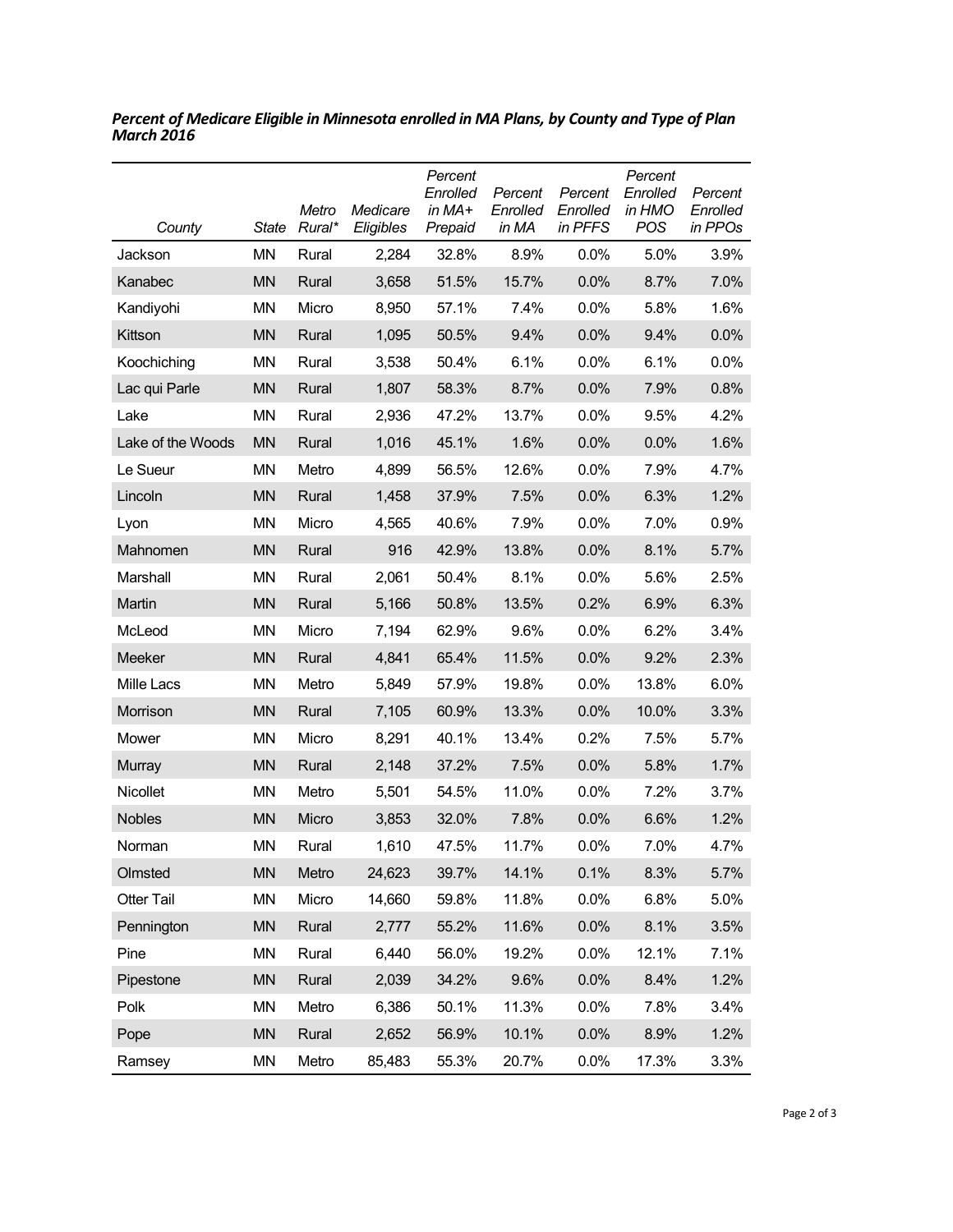***Percent of Medicare Eligible in Minnesota enrolled in MA Plans, by County and Type of Plan March 2016***

| *County* | *State* | *Metro Rural** | *Medicare Eligibles* | *Percent Enrolled in MA+ Prepaid* | *Percent Enrolled in MA* | *Percent Enrolled in PFFS* | *Percent Enrolled in HMO POS* | *Percent Enrolled in PPOs* |
|---|---|---|---|---|---|---|---|---|
| Jackson | MN | Rural | 2,284 | 32.8% | 8.9% | 0.0% | 5.0% | 3.9% |
| Kanabec | MN | Rural | 3,658 | 51.5% | 15.7% | 0.0% | 8.7% | 7.0% |
| Kandiyohi | MN | Micro | 8,950 | 57.1% | 7.4% | 0.0% | 5.8% | 1.6% |
| Kittson | MN | Rural | 1,095 | 50.5% | 9.4% | 0.0% | 9.4% | 0.0% |
| Koochiching | MN | Rural | 3,538 | 50.4% | 6.1% | 0.0% | 6.1% | 0.0% |
| Lac qui Parle | MN | Rural | 1,807 | 58.3% | 8.7% | 0.0% | 7.9% | 0.8% |
| Lake | MN | Rural | 2,936 | 47.2% | 13.7% | 0.0% | 9.5% | 4.2% |
| Lake of the Woods | MN | Rural | 1,016 | 45.1% | 1.6% | 0.0% | 0.0% | 1.6% |
| Le Sueur | MN | Metro | 4,899 | 56.5% | 12.6% | 0.0% | 7.9% | 4.7% |
| Lincoln | MN | Rural | 1,458 | 37.9% | 7.5% | 0.0% | 6.3% | 1.2% |
| Lyon | MN | Micro | 4,565 | 40.6% | 7.9% | 0.0% | 7.0% | 0.9% |
| Mahnomen | MN | Rural | 916 | 42.9% | 13.8% | 0.0% | 8.1% | 5.7% |
| Marshall | MN | Rural | 2,061 | 50.4% | 8.1% | 0.0% | 5.6% | 2.5% |
| Martin | MN | Rural | 5,166 | 50.8% | 13.5% | 0.2% | 6.9% | 6.3% |
| McLeod | MN | Micro | 7,194 | 62.9% | 9.6% | 0.0% | 6.2% | 3.4% |
| Meeker | MN | Rural | 4,841 | 65.4% | 11.5% | 0.0% | 9.2% | 2.3% |
| Mille Lacs | MN | Metro | 5,849 | 57.9% | 19.8% | 0.0% | 13.8% | 6.0% |
| Morrison | MN | Rural | 7,105 | 60.9% | 13.3% | 0.0% | 10.0% | 3.3% |
| Mower | MN | Micro | 8,291 | 40.1% | 13.4% | 0.2% | 7.5% | 5.7% |
| Murray | MN | Rural | 2,148 | 37.2% | 7.5% | 0.0% | 5.8% | 1.7% |
| Nicollet | MN | Metro | 5,501 | 54.5% | 11.0% | 0.0% | 7.2% | 3.7% |
| Nobles | MN | Micro | 3,853 | 32.0% | 7.8% | 0.0% | 6.6% | 1.2% |
| Norman | MN | Rural | 1,610 | 47.5% | 11.7% | 0.0% | 7.0% | 4.7% |
| Olmsted | MN | Metro | 24,623 | 39.7% | 14.1% | 0.1% | 8.3% | 5.7% |
| Otter Tail | MN | Micro | 14,660 | 59.8% | 11.8% | 0.0% | 6.8% | 5.0% |
| Pennington | MN | Rural | 2,777 | 55.2% | 11.6% | 0.0% | 8.1% | 3.5% |
| Pine | MN | Rural | 6,440 | 56.0% | 19.2% | 0.0% | 12.1% | 7.1% |
| Pipestone | MN | Rural | 2,039 | 34.2% | 9.6% | 0.0% | 8.4% | 1.2% |
| Polk | MN | Metro | 6,386 | 50.1% | 11.3% | 0.0% | 7.8% | 3.4% |
| Pope | MN | Rural | 2,652 | 56.9% | 10.1% | 0.0% | 8.9% | 1.2% |
| Ramsey | MN | Metro | 85,483 | 55.3% | 20.7% | 0.0% | 17.3% | 3.3% |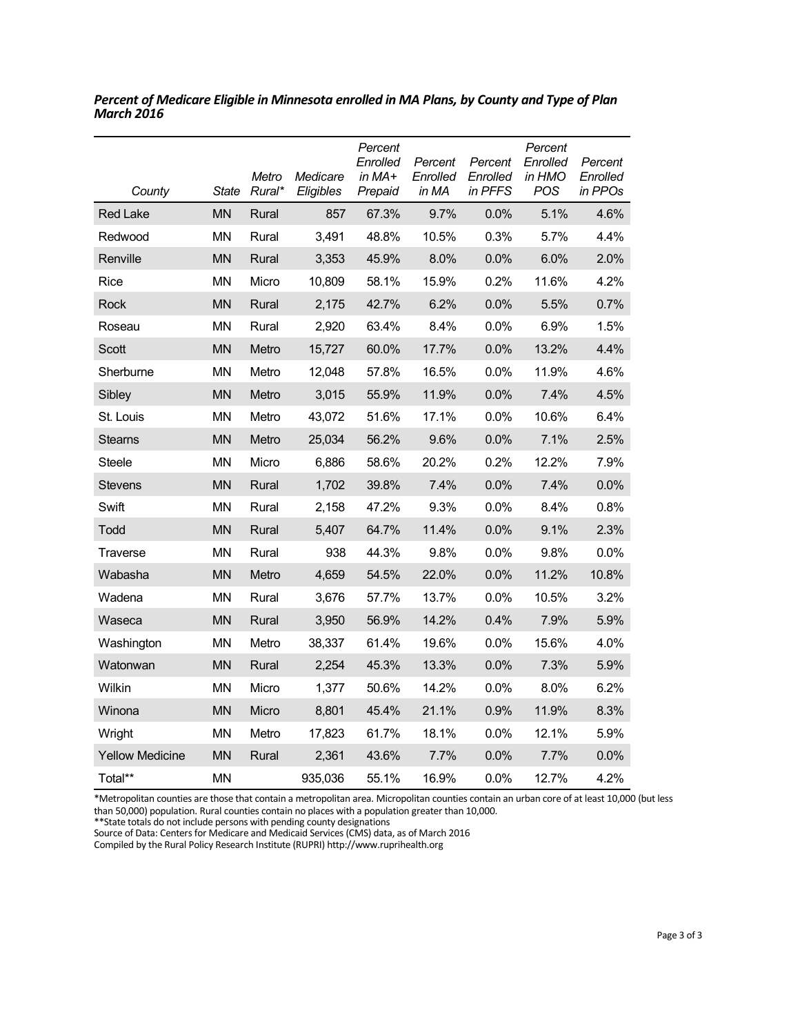***Percent of Medicare Eligible in Minnesota enrolled in MA Plans, by County and Type of Plan March 2016***

| *County* | *State* | *Metro Rural** | *Medicare Eligibles* | *Percent Enrolled in MA+ Prepaid* | *Percent Enrolled in MA* | *Percent Enrolled in PFFS* | *Percent Enrolled in HMO POS* | *Percent Enrolled in PPOs* |
|---|---|---|---|---|---|---|---|---|
| Red Lake | MN | Rural | 857 | 67.3% | 9.7% | 0.0% | 5.1% | 4.6% |
| Redwood | MN | Rural | 3,491 | 48.8% | 10.5% | 0.3% | 5.7% | 4.4% |
| Renville | MN | Rural | 3,353 | 45.9% | 8.0% | 0.0% | 6.0% | 2.0% |
| Rice | MN | Micro | 10,809 | 58.1% | 15.9% | 0.2% | 11.6% | 4.2% |
| Rock | MN | Rural | 2,175 | 42.7% | 6.2% | 0.0% | 5.5% | 0.7% |
| Roseau | MN | Rural | 2,920 | 63.4% | 8.4% | 0.0% | 6.9% | 1.5% |
| Scott | MN | Metro | 15,727 | 60.0% | 17.7% | 0.0% | 13.2% | 4.4% |
| Sherburne | MN | Metro | 12,048 | 57.8% | 16.5% | 0.0% | 11.9% | 4.6% |
| Sibley | MN | Metro | 3,015 | 55.9% | 11.9% | 0.0% | 7.4% | 4.5% |
| St. Louis | MN | Metro | 43,072 | 51.6% | 17.1% | 0.0% | 10.6% | 6.4% |
| Stearns | MN | Metro | 25,034 | 56.2% | 9.6% | 0.0% | 7.1% | 2.5% |
| Steele | MN | Micro | 6,886 | 58.6% | 20.2% | 0.2% | 12.2% | 7.9% |
| Stevens | MN | Rural | 1,702 | 39.8% | 7.4% | 0.0% | 7.4% | 0.0% |
| Swift | MN | Rural | 2,158 | 47.2% | 9.3% | 0.0% | 8.4% | 0.8% |
| Todd | MN | Rural | 5,407 | 64.7% | 11.4% | 0.0% | 9.1% | 2.3% |
| Traverse | MN | Rural | 938 | 44.3% | 9.8% | 0.0% | 9.8% | 0.0% |
| Wabasha | MN | Metro | 4,659 | 54.5% | 22.0% | 0.0% | 11.2% | 10.8% |
| Wadena | MN | Rural | 3,676 | 57.7% | 13.7% | 0.0% | 10.5% | 3.2% |
| Waseca | MN | Rural | 3,950 | 56.9% | 14.2% | 0.4% | 7.9% | 5.9% |
| Washington | MN | Metro | 38,337 | 61.4% | 19.6% | 0.0% | 15.6% | 4.0% |
| Watonwan | MN | Rural | 2,254 | 45.3% | 13.3% | 0.0% | 7.3% | 5.9% |
| Wilkin | MN | Micro | 1,377 | 50.6% | 14.2% | 0.0% | 8.0% | 6.2% |
| Winona | MN | Micro | 8,801 | 45.4% | 21.1% | 0.9% | 11.9% | 8.3% |
| Wright | MN | Metro | 17,823 | 61.7% | 18.1% | 0.0% | 12.1% | 5.9% |
| Yellow Medicine | MN | Rural | 2,361 | 43.6% | 7.7% | 0.0% | 7.7% | 0.0% |
| Total** | MN | | 935,036 | 55.1% | 16.9% | 0.0% | 12.7% | 4.2% |

*Metropolitan counties are those that contain a metropolitan area. Micropolitan counties contain an urban core of at least 10,000 (but less than 50,000) population. Rural counties contain no places with a population greater than 10,000.
**State totals do not include persons with pending county designations
Source of Data: Centers for Medicare and Medicaid Services (CMS) data, as of March 2016
Compiled by the Rural Policy Research Institute (RUPRI) http://www.ruprihealth.org